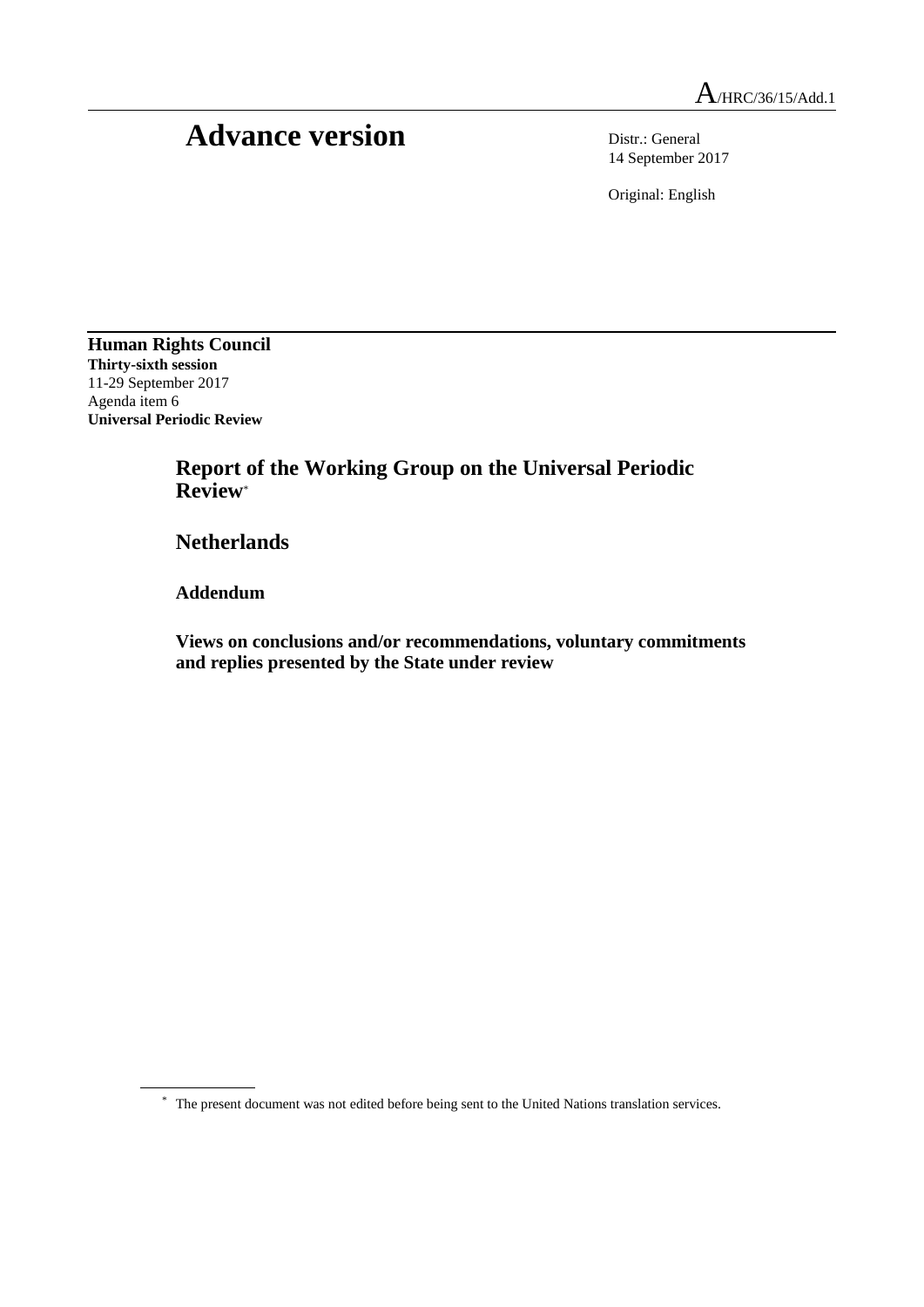A/HRC/36/15/Add.1

# Advance version

Distr.: General
14 September 2017

Original: English

**Human Rights Council**
**Thirty-sixth session**
11-29 September 2017
Agenda item 6
**Universal Periodic Review**

## Report of the Working Group on the Universal Periodic Review*

## Netherlands

### Addendum

### Views on conclusions and/or recommendations, voluntary commitments and replies presented by the State under review

* The present document was not edited before being sent to the United Nations translation services.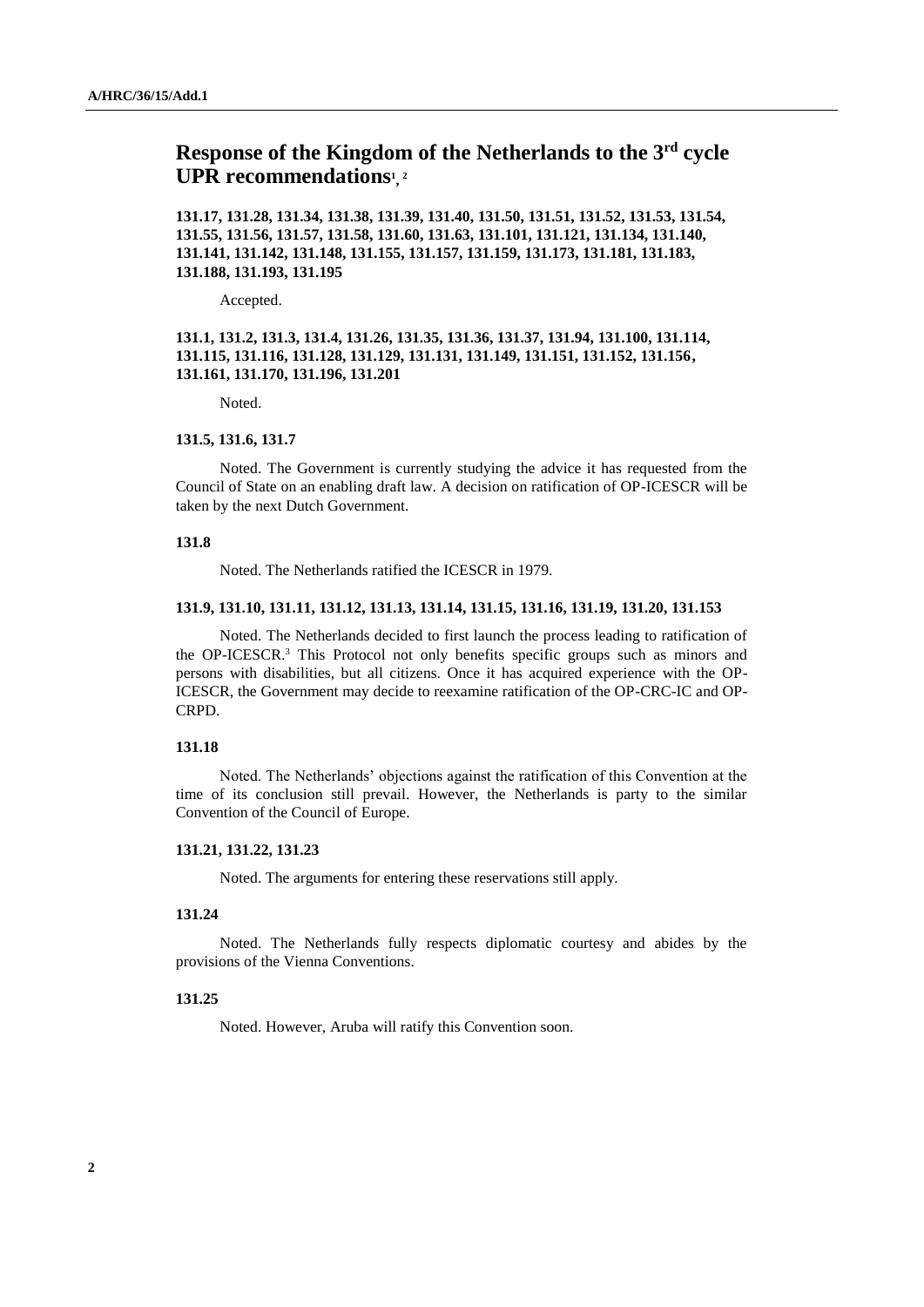# Response of the Kingdom of the Netherlands to the 3rd cycle UPR recommendations[1, 2]

**131.17, 131.28, 131.34, 131.38, 131.39, 131.40, 131.50, 131.51, 131.52, 131.53, 131.54, 131.55, 131.56, 131.57, 131.58, 131.60, 131.63, 131.101, 131.121, 131.134, 131.140, 131.141, 131.142, 131.148, 131.155, 131.157, 131.159, 131.173, 131.181, 131.183, 131.188, 131.193, 131.195**

Accepted.

**131.1, 131.2, 131.3, 131.4, 131.26, 131.35, 131.36, 131.37, 131.94, 131.100, 131.114, 131.115, 131.116, 131.128, 131.129, 131.131, 131.149, 131.151, 131.152, 131.156, 131.161, 131.170, 131.196, 131.201**

Noted.

**131.5, 131.6, 131.7**

Noted. The Government is currently studying the advice it has requested from the Council of State on an enabling draft law. A decision on ratification of OP-ICESCR will be taken by the next Dutch Government.

**131.8**

Noted. The Netherlands ratified the ICESCR in 1979.

**131.9, 131.10, 131.11, 131.12, 131.13, 131.14, 131.15, 131.16, 131.19, 131.20, 131.153**

Noted. The Netherlands decided to first launch the process leading to ratification of the OP-ICESCR.[3] This Protocol not only benefits specific groups such as minors and persons with disabilities, but all citizens. Once it has acquired experience with the OP-ICESCR, the Government may decide to reexamine ratification of the OP-CRC-IC and OP-CRPD.

**131.18**

Noted. The Netherlands' objections against the ratification of this Convention at the time of its conclusion still prevail. However, the Netherlands is party to the similar Convention of the Council of Europe.

**131.21, 131.22, 131.23**

Noted. The arguments for entering these reservations still apply.

**131.24**

Noted. The Netherlands fully respects diplomatic courtesy and abides by the provisions of the Vienna Conventions.

**131.25**

Noted. However, Aruba will ratify this Convention soon.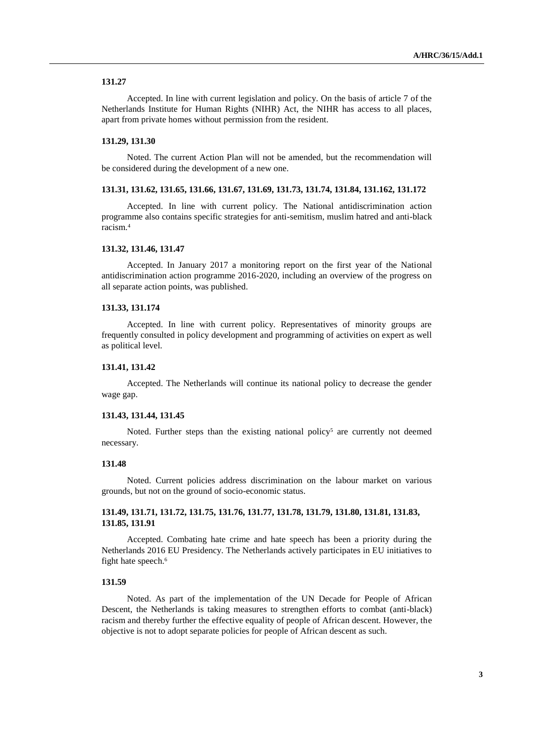**131.27**

Accepted. In line with current legislation and policy. On the basis of article 7 of the Netherlands Institute for Human Rights (NIHR) Act, the NIHR has access to all places, apart from private homes without permission from the resident.

**131.29, 131.30**

Noted. The current Action Plan will not be amended, but the recommendation will be considered during the development of a new one.

**131.31, 131.62, 131.65, 131.66, 131.67, 131.69, 131.73, 131.74, 131.84, 131.162, 131.172**

Accepted. In line with current policy. The National antidiscrimination action programme also contains specific strategies for anti-semitism, muslim hatred and anti-black racism.[4]

**131.32, 131.46, 131.47**

Accepted. In January 2017 a monitoring report on the first year of the National antidiscrimination action programme 2016-2020, including an overview of the progress on all separate action points, was published.

**131.33, 131.174**

Accepted. In line with current policy. Representatives of minority groups are frequently consulted in policy development and programming of activities on expert as well as political level.

**131.41, 131.42**

Accepted. The Netherlands will continue its national policy to decrease the gender wage gap.

**131.43, 131.44, 131.45**

Noted. Further steps than the existing national policy[5] are currently not deemed necessary.

**131.48**

Noted. Current policies address discrimination on the labour market on various grounds, but not on the ground of socio-economic status.

**131.49, 131.71, 131.72, 131.75, 131.76, 131.77, 131.78, 131.79, 131.80, 131.81, 131.83, 131.85, 131.91**

Accepted. Combating hate crime and hate speech has been a priority during the Netherlands 2016 EU Presidency. The Netherlands actively participates in EU initiatives to fight hate speech.[6]

**131.59**

Noted. As part of the implementation of the UN Decade for People of African Descent, the Netherlands is taking measures to strengthen efforts to combat (anti-black) racism and thereby further the effective equality of people of African descent. However, the objective is not to adopt separate policies for people of African descent as such.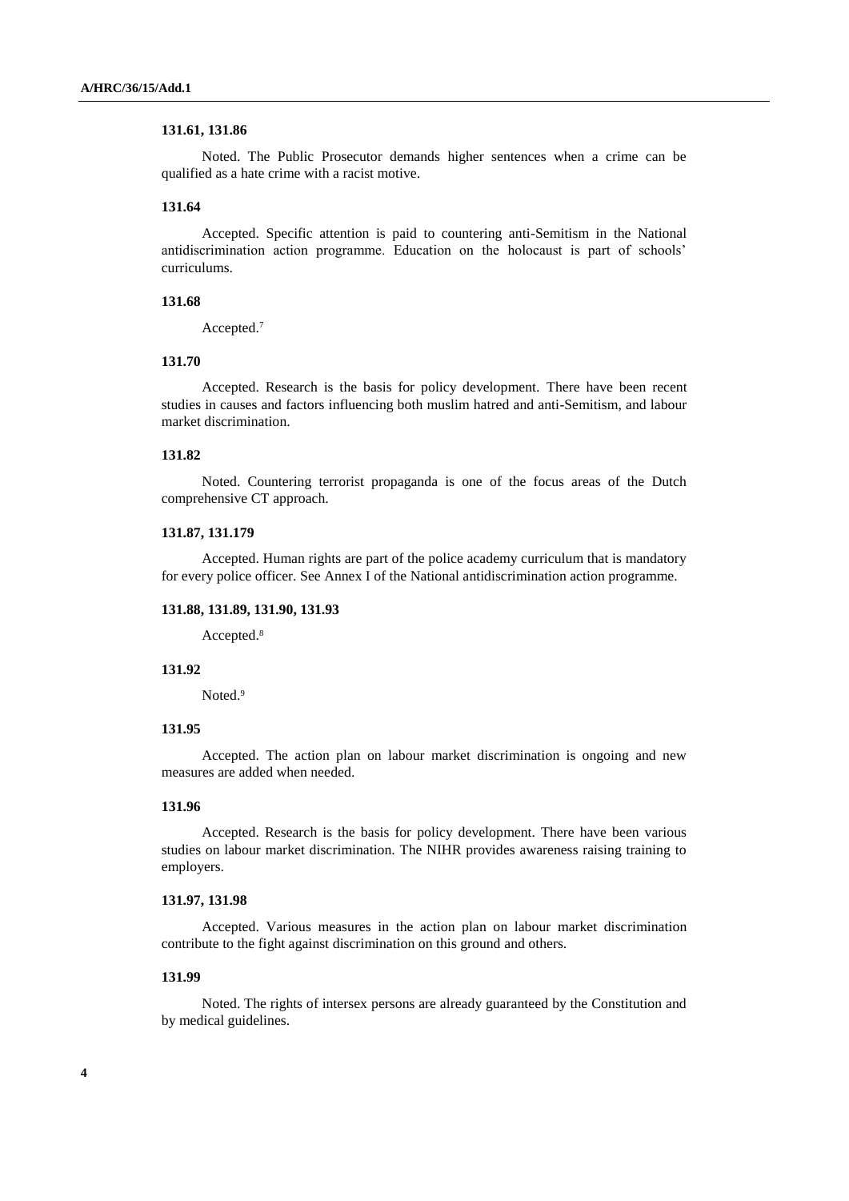**131.61, 131.86**

Noted. The Public Prosecutor demands higher sentences when a crime can be qualified as a hate crime with a racist motive.

**131.64**

Accepted. Specific attention is paid to countering anti-Semitism in the National antidiscrimination action programme. Education on the holocaust is part of schools' curriculums.

**131.68**

Accepted.[7]

**131.70**

Accepted. Research is the basis for policy development. There have been recent studies in causes and factors influencing both muslim hatred and anti-Semitism, and labour market discrimination.

**131.82**

Noted. Countering terrorist propaganda is one of the focus areas of the Dutch comprehensive CT approach.

**131.87, 131.179**

Accepted. Human rights are part of the police academy curriculum that is mandatory for every police officer. See Annex I of the National antidiscrimination action programme.

**131.88, 131.89, 131.90, 131.93**

Accepted.[8]

**131.92**

Noted.[9]

**131.95**

Accepted. The action plan on labour market discrimination is ongoing and new measures are added when needed.

**131.96**

Accepted. Research is the basis for policy development. There have been various studies on labour market discrimination. The NIHR provides awareness raising training to employers.

**131.97, 131.98**

Accepted. Various measures in the action plan on labour market discrimination contribute to the fight against discrimination on this ground and others.

**131.99**

Noted. The rights of intersex persons are already guaranteed by the Constitution and by medical guidelines.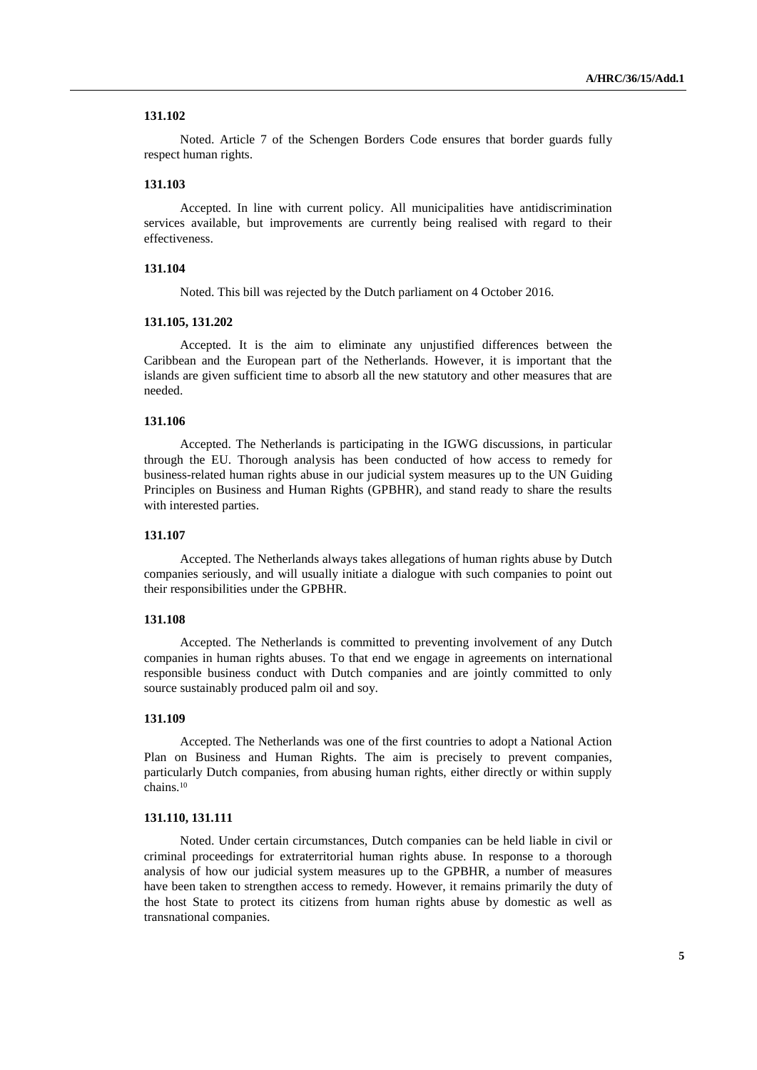**131.102**

Noted. Article 7 of the Schengen Borders Code ensures that border guards fully respect human rights.

**131.103**

Accepted. In line with current policy. All municipalities have antidiscrimination services available, but improvements are currently being realised with regard to their effectiveness.

**131.104**

Noted. This bill was rejected by the Dutch parliament on 4 October 2016.

**131.105, 131.202**

Accepted. It is the aim to eliminate any unjustified differences between the Caribbean and the European part of the Netherlands. However, it is important that the islands are given sufficient time to absorb all the new statutory and other measures that are needed.

**131.106**

Accepted. The Netherlands is participating in the IGWG discussions, in particular through the EU. Thorough analysis has been conducted of how access to remedy for business-related human rights abuse in our judicial system measures up to the UN Guiding Principles on Business and Human Rights (GPBHR), and stand ready to share the results with interested parties.

**131.107**

Accepted. The Netherlands always takes allegations of human rights abuse by Dutch companies seriously, and will usually initiate a dialogue with such companies to point out their responsibilities under the GPBHR.

**131.108**

Accepted. The Netherlands is committed to preventing involvement of any Dutch companies in human rights abuses. To that end we engage in agreements on international responsible business conduct with Dutch companies and are jointly committed to only source sustainably produced palm oil and soy.

**131.109**

Accepted. The Netherlands was one of the first countries to adopt a National Action Plan on Business and Human Rights. The aim is precisely to prevent companies, particularly Dutch companies, from abusing human rights, either directly or within supply chains.[10]

**131.110, 131.111**

Noted. Under certain circumstances, Dutch companies can be held liable in civil or criminal proceedings for extraterritorial human rights abuse. In response to a thorough analysis of how our judicial system measures up to the GPBHR, a number of measures have been taken to strengthen access to remedy. However, it remains primarily the duty of the host State to protect its citizens from human rights abuse by domestic as well as transnational companies.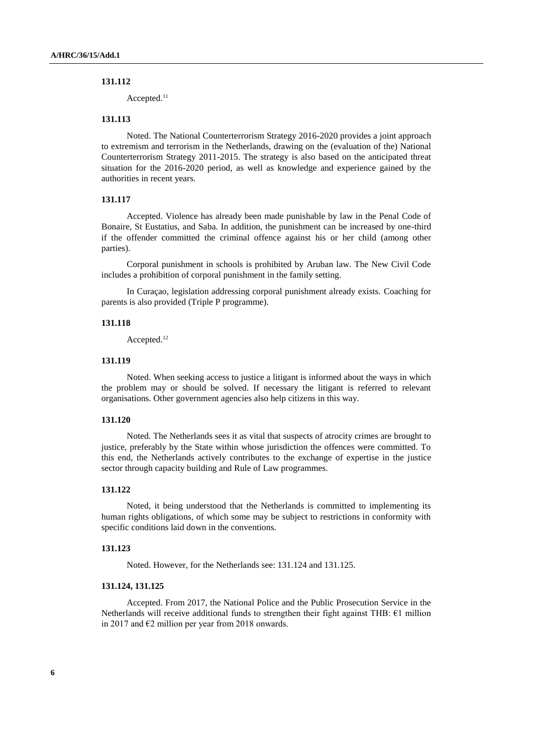**131.112**

Accepted.[11]

**131.113**

Noted. The National Counterterrorism Strategy 2016-2020 provides a joint approach to extremism and terrorism in the Netherlands, drawing on the (evaluation of the) National Counterterrorism Strategy 2011-2015. The strategy is also based on the anticipated threat situation for the 2016-2020 period, as well as knowledge and experience gained by the authorities in recent years.

**131.117**

Accepted. Violence has already been made punishable by law in the Penal Code of Bonaire, St Eustatius, and Saba. In addition, the punishment can be increased by one-third if the offender committed the criminal offence against his or her child (among other parties).

Corporal punishment in schools is prohibited by Aruban law. The New Civil Code includes a prohibition of corporal punishment in the family setting.

In Curaçao, legislation addressing corporal punishment already exists. Coaching for parents is also provided (Triple P programme).

**131.118**

Accepted.[12]

**131.119**

Noted. When seeking access to justice a litigant is informed about the ways in which the problem may or should be solved. If necessary the litigant is referred to relevant organisations. Other government agencies also help citizens in this way.

**131.120**

Noted. The Netherlands sees it as vital that suspects of atrocity crimes are brought to justice, preferably by the State within whose jurisdiction the offences were committed. To this end, the Netherlands actively contributes to the exchange of expertise in the justice sector through capacity building and Rule of Law programmes.

**131.122**

Noted, it being understood that the Netherlands is committed to implementing its human rights obligations, of which some may be subject to restrictions in conformity with specific conditions laid down in the conventions.

**131.123**

Noted. However, for the Netherlands see: 131.124 and 131.125.

**131.124, 131.125**

Accepted. From 2017, the National Police and the Public Prosecution Service in the Netherlands will receive additional funds to strengthen their fight against THB: €1 million in 2017 and €2 million per year from 2018 onwards.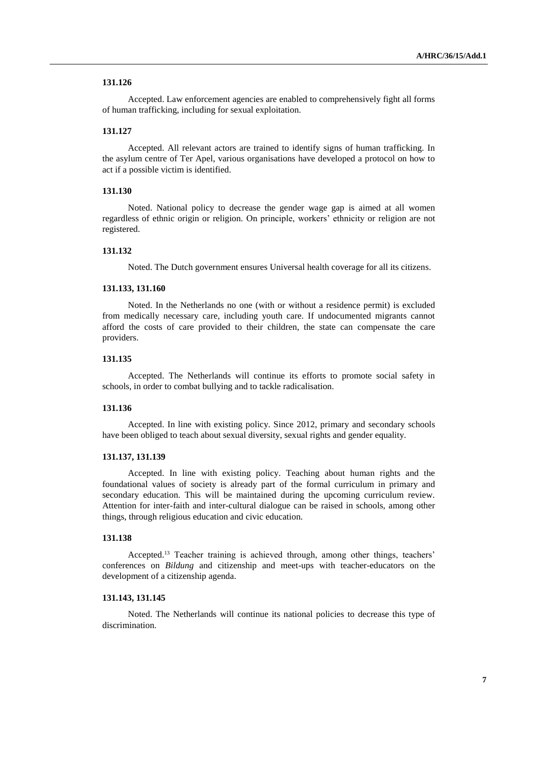**131.126**

Accepted. Law enforcement agencies are enabled to comprehensively fight all forms of human trafficking, including for sexual exploitation.

**131.127**

Accepted. All relevant actors are trained to identify signs of human trafficking. In the asylum centre of Ter Apel, various organisations have developed a protocol on how to act if a possible victim is identified.

**131.130**

Noted. National policy to decrease the gender wage gap is aimed at all women regardless of ethnic origin or religion. On principle, workers' ethnicity or religion are not registered.

**131.132**

Noted. The Dutch government ensures Universal health coverage for all its citizens.

**131.133, 131.160**

Noted. In the Netherlands no one (with or without a residence permit) is excluded from medically necessary care, including youth care. If undocumented migrants cannot afford the costs of care provided to their children, the state can compensate the care providers.

**131.135**

Accepted. The Netherlands will continue its efforts to promote social safety in schools, in order to combat bullying and to tackle radicalisation.

**131.136**

Accepted. In line with existing policy. Since 2012, primary and secondary schools have been obliged to teach about sexual diversity, sexual rights and gender equality.

**131.137, 131.139**

Accepted. In line with existing policy. Teaching about human rights and the foundational values of society is already part of the formal curriculum in primary and secondary education. This will be maintained during the upcoming curriculum review. Attention for inter-faith and inter-cultural dialogue can be raised in schools, among other things, through religious education and civic education.

**131.138**

Accepted.[13] Teacher training is achieved through, among other things, teachers' conferences on *Bildung* and citizenship and meet-ups with teacher-educators on the development of a citizenship agenda.

**131.143, 131.145**

Noted. The Netherlands will continue its national policies to decrease this type of discrimination.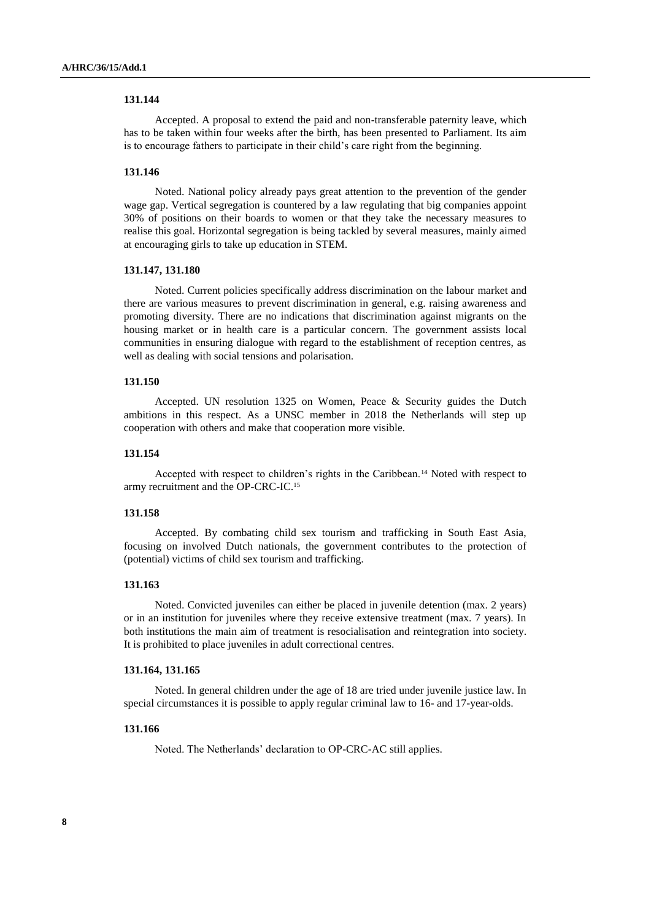**131.144**

Accepted. A proposal to extend the paid and non-transferable paternity leave, which has to be taken within four weeks after the birth, has been presented to Parliament. Its aim is to encourage fathers to participate in their child's care right from the beginning.

**131.146**

Noted. National policy already pays great attention to the prevention of the gender wage gap. Vertical segregation is countered by a law regulating that big companies appoint 30% of positions on their boards to women or that they take the necessary measures to realise this goal. Horizontal segregation is being tackled by several measures, mainly aimed at encouraging girls to take up education in STEM.

**131.147, 131.180**

Noted. Current policies specifically address discrimination on the labour market and there are various measures to prevent discrimination in general, e.g. raising awareness and promoting diversity. There are no indications that discrimination against migrants on the housing market or in health care is a particular concern. The government assists local communities in ensuring dialogue with regard to the establishment of reception centres, as well as dealing with social tensions and polarisation.

**131.150**

Accepted. UN resolution 1325 on Women, Peace & Security guides the Dutch ambitions in this respect. As a UNSC member in 2018 the Netherlands will step up cooperation with others and make that cooperation more visible.

**131.154**

Accepted with respect to children's rights in the Caribbean.[14] Noted with respect to army recruitment and the OP-CRC-IC.[15]

**131.158**

Accepted. By combating child sex tourism and trafficking in South East Asia, focusing on involved Dutch nationals, the government contributes to the protection of (potential) victims of child sex tourism and trafficking.

**131.163**

Noted. Convicted juveniles can either be placed in juvenile detention (max. 2 years) or in an institution for juveniles where they receive extensive treatment (max. 7 years). In both institutions the main aim of treatment is resocialisation and reintegration into society. It is prohibited to place juveniles in adult correctional centres.

**131.164, 131.165**

Noted. In general children under the age of 18 are tried under juvenile justice law. In special circumstances it is possible to apply regular criminal law to 16- and 17-year-olds.

**131.166**

Noted. The Netherlands' declaration to OP-CRC-AC still applies.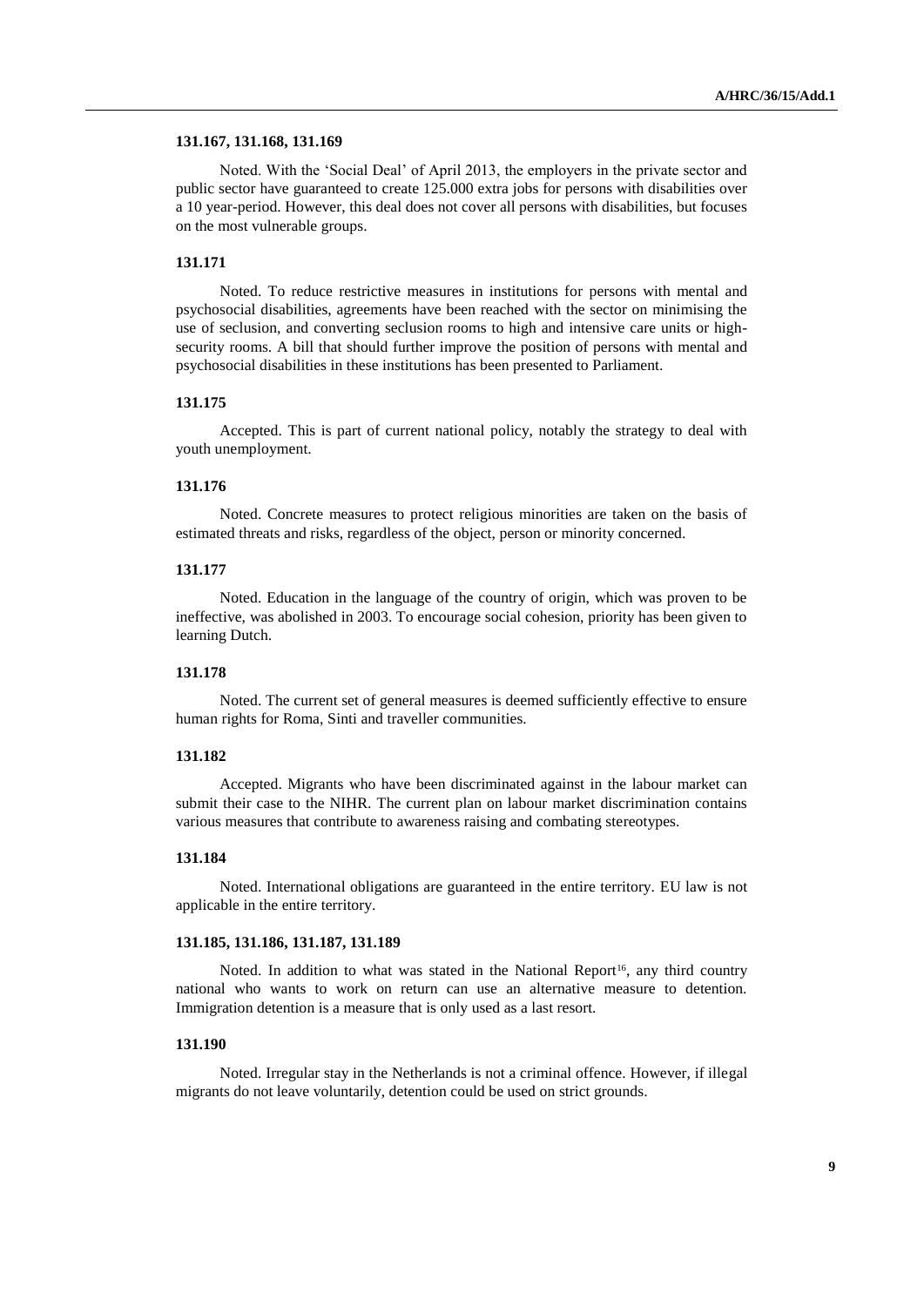**131.167, 131.168, 131.169**

Noted. With the 'Social Deal' of April 2013, the employers in the private sector and public sector have guaranteed to create 125.000 extra jobs for persons with disabilities over a 10 year-period. However, this deal does not cover all persons with disabilities, but focuses on the most vulnerable groups.

**131.171**

Noted. To reduce restrictive measures in institutions for persons with mental and psychosocial disabilities, agreements have been reached with the sector on minimising the use of seclusion, and converting seclusion rooms to high and intensive care units or high-security rooms. A bill that should further improve the position of persons with mental and psychosocial disabilities in these institutions has been presented to Parliament.

**131.175**

Accepted. This is part of current national policy, notably the strategy to deal with youth unemployment.

**131.176**

Noted. Concrete measures to protect religious minorities are taken on the basis of estimated threats and risks, regardless of the object, person or minority concerned.

**131.177**

Noted. Education in the language of the country of origin, which was proven to be ineffective, was abolished in 2003. To encourage social cohesion, priority has been given to learning Dutch.

**131.178**

Noted. The current set of general measures is deemed sufficiently effective to ensure human rights for Roma, Sinti and traveller communities.

**131.182**

Accepted. Migrants who have been discriminated against in the labour market can submit their case to the NIHR. The current plan on labour market discrimination contains various measures that contribute to awareness raising and combating stereotypes.

**131.184**

Noted. International obligations are guaranteed in the entire territory. EU law is not applicable in the entire territory.

**131.185, 131.186, 131.187, 131.189**

Noted. In addition to what was stated in the National Report[16], any third country national who wants to work on return can use an alternative measure to detention. Immigration detention is a measure that is only used as a last resort.

**131.190**

Noted. Irregular stay in the Netherlands is not a criminal offence. However, if illegal migrants do not leave voluntarily, detention could be used on strict grounds.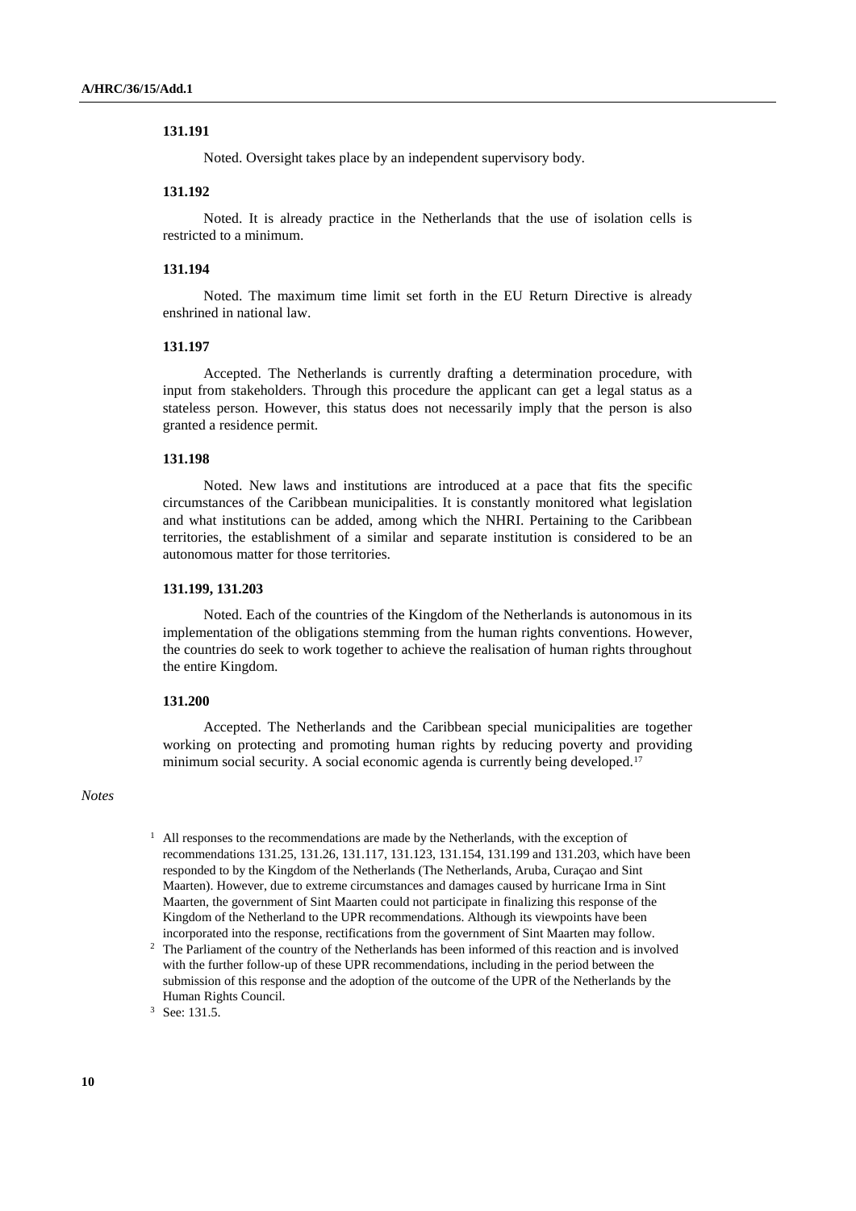**131.191**

Noted. Oversight takes place by an independent supervisory body.

**131.192**

Noted. It is already practice in the Netherlands that the use of isolation cells is restricted to a minimum.

**131.194**

Noted. The maximum time limit set forth in the EU Return Directive is already enshrined in national law.

**131.197**

Accepted. The Netherlands is currently drafting a determination procedure, with input from stakeholders. Through this procedure the applicant can get a legal status as a stateless person. However, this status does not necessarily imply that the person is also granted a residence permit.

**131.198**

Noted. New laws and institutions are introduced at a pace that fits the specific circumstances of the Caribbean municipalities. It is constantly monitored what legislation and what institutions can be added, among which the NHRI. Pertaining to the Caribbean territories, the establishment of a similar and separate institution is considered to be an autonomous matter for those territories.

**131.199, 131.203**

Noted. Each of the countries of the Kingdom of the Netherlands is autonomous in its implementation of the obligations stemming from the human rights conventions. However, the countries do seek to work together to achieve the realisation of human rights throughout the entire Kingdom.

**131.200**

Accepted. The Netherlands and the Caribbean special municipalities are together working on protecting and promoting human rights by reducing poverty and providing minimum social security. A social economic agenda is currently being developed.[17]

*Notes*

[1] All responses to the recommendations are made by the Netherlands, with the exception of recommendations 131.25, 131.26, 131.117, 131.123, 131.154, 131.199 and 131.203, which have been responded to by the Kingdom of the Netherlands (The Netherlands, Aruba, Curaçao and Sint Maarten). However, due to extreme circumstances and damages caused by hurricane Irma in Sint Maarten, the government of Sint Maarten could not participate in finalizing this response of the Kingdom of the Netherland to the UPR recommendations. Although its viewpoints have been incorporated into the response, rectifications from the government of Sint Maarten may follow.

[2] The Parliament of the country of the Netherlands has been informed of this reaction and is involved with the further follow-up of these UPR recommendations, including in the period between the submission of this response and the adoption of the outcome of the UPR of the Netherlands by the Human Rights Council.

[3] See: 131.5.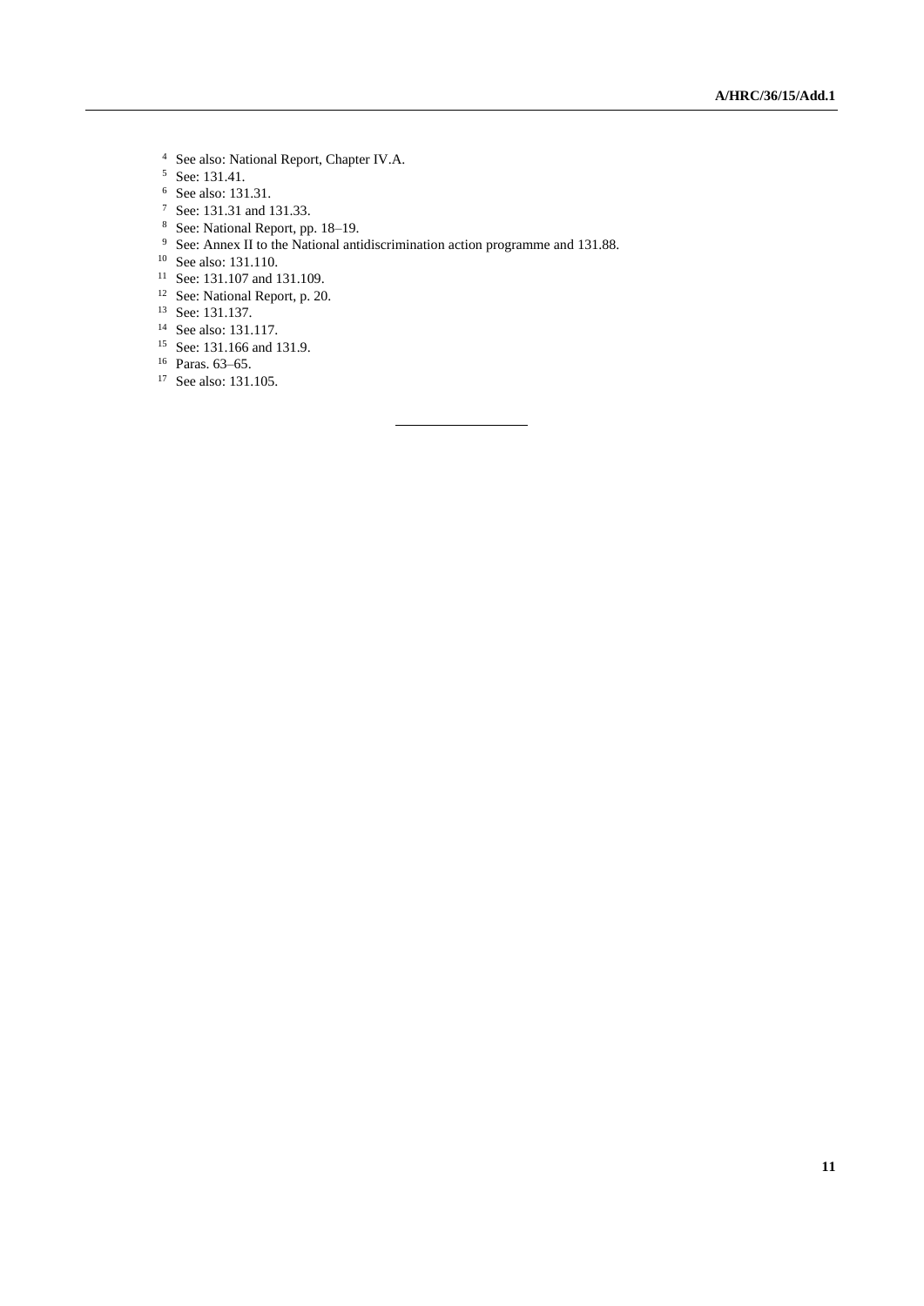[4] See also: National Report, Chapter IV.A.

[5] See: 131.41.

[6] See also: 131.31.

[7] See: 131.31 and 131.33.

[8] See: National Report, pp. 18–19.

[9] See: Annex II to the National antidiscrimination action programme and 131.88.

[10] See also: 131.110.

[11] See: 131.107 and 131.109.

[12] See: National Report, p. 20.

[13] See: 131.137.

[14] See also: 131.117.

[15] See: 131.166 and 131.9.

[16] Paras. 63–65.

[17] See also: 131.105.